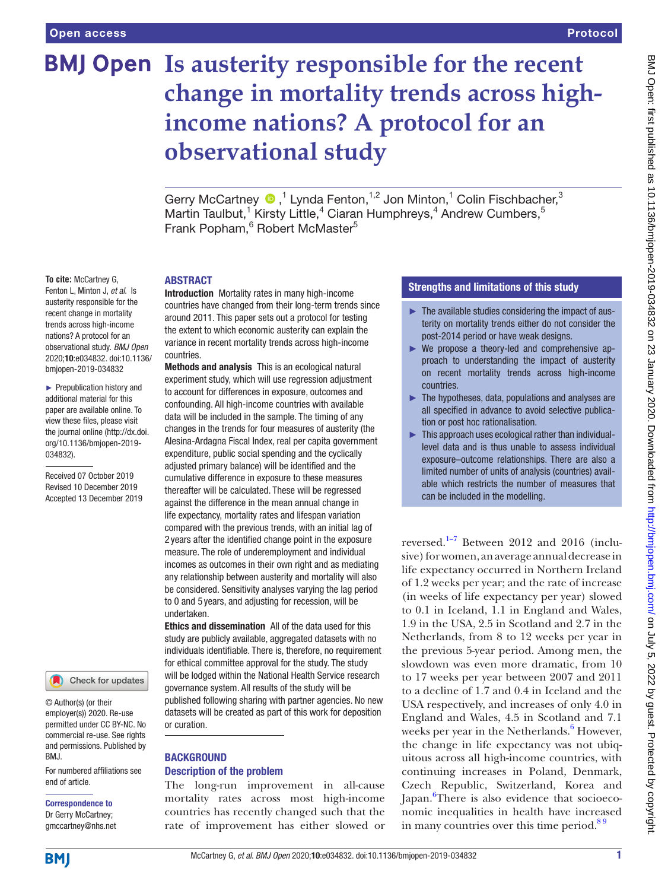# Is austerity responsible for the recent change in mortality trends across high-income nations? A protocol for an observational study

Gerry McCartney [1], Lynda Fenton [1,2], Jon Minton [1], Colin Fischbacher [3], Martin Taulbut [1], Kirsty Little [4], Ciaran Humphreys [4], Andrew Cumbers [5], Frank Popham [6], Robert McMaster [5]

**To cite:** McCartney G, Fenton L, Minton J, *et al*. Is austerity responsible for the recent change in mortality trends across high-income nations? A protocol for an observational study. *BMJ Open* 2020;**10**:e034832. doi:10.1136/bmjopen-2019-034832

► Prepublication history and additional material for this paper are available online. To view these files, please visit the journal online (http://dx.doi.org/10.1136/bmjopen-2019-034832).

Received 07 October 2019
Revised 10 December 2019
Accepted 13 December 2019

© Author(s) (or their employer(s)) 2020. Re-use permitted under CC BY-NC. No commercial re-use. See rights and permissions. Published by BMJ.

For numbered affiliations see end of article.

**Correspondence to**
Dr Gerry McCartney;
gmccartney@nhs.net

## ABSTRACT

**Introduction** Mortality rates in many high-income countries have changed from their long-term trends since around 2011. This paper sets out a protocol for testing the extent to which economic austerity can explain the variance in recent mortality trends across high-income countries.

**Methods and analysis** This is an ecological natural experiment study, which will use regression adjustment to account for differences in exposure, outcomes and confounding. All high-income countries with available data will be included in the sample. The timing of any changes in the trends for four measures of austerity (the Alesina-Ardagna Fiscal Index, real per capita government expenditure, public social spending and the cyclically adjusted primary balance) will be identified and the cumulative difference in exposure to these measures thereafter will be calculated. These will be regressed against the difference in the mean annual change in life expectancy, mortality rates and lifespan variation compared with the previous trends, with an initial lag of 2 years after the identified change point in the exposure measure. The role of underemployment and individual incomes as outcomes in their own right and as mediating any relationship between austerity and mortality will also be considered. Sensitivity analyses varying the lag period to 0 and 5 years, and adjusting for recession, will be undertaken.

**Ethics and dissemination** All of the data used for this study are publicly available, aggregated datasets with no individuals identifiable. There is, therefore, no requirement for ethical committee approval for the study. The study will be lodged within the National Health Service research governance system. All results of the study will be published following sharing with partner agencies. No new datasets will be created as part of this work for deposition or curation.

### Strengths and limitations of this study

- ► The available studies considering the impact of austerity on mortality trends either do not consider the post-2014 period or have weak designs.
- ► We propose a theory-led and comprehensive approach to understanding the impact of austerity on recent mortality trends across high-income countries.
- ► The hypotheses, data, populations and analyses are all specified in advance to avoid selective publication or post hoc rationalisation.
- ► This approach uses ecological rather than individual-level data and is thus unable to assess individual exposure–outcome relationships. There are also a limited number of units of analysis (countries) available which restricts the number of measures that can be included in the modelling.

## BACKGROUND

### Description of the problem

The long-run improvement in all-cause mortality rates across most high-income countries has recently changed such that the rate of improvement has either slowed or reversed.[1–7] Between 2012 and 2016 (inclusive) for women, an average annual decrease in life expectancy occurred in Northern Ireland of 1.2 weeks per year; and the rate of increase (in weeks of life expectancy per year) slowed to 0.1 in Iceland, 1.1 in England and Wales, 1.9 in the USA, 2.5 in Scotland and 2.7 in the Netherlands, from 8 to 12 weeks per year in the previous 5-year period. Among men, the slowdown was even more dramatic, from 10 to 17 weeks per year between 2007 and 2011 to a decline of 1.7 and 0.4 in Iceland and the USA respectively, and increases of only 4.0 in England and Wales, 4.5 in Scotland and 7.1 weeks per year in the Netherlands.[6] However, the change in life expectancy was not ubiquitous across all high-income countries, with continuing increases in Poland, Denmark, Czech Republic, Switzerland, Korea and Japan.[6] There is also evidence that socioeconomic inequalities in health have increased in many countries over this time period.[8 9]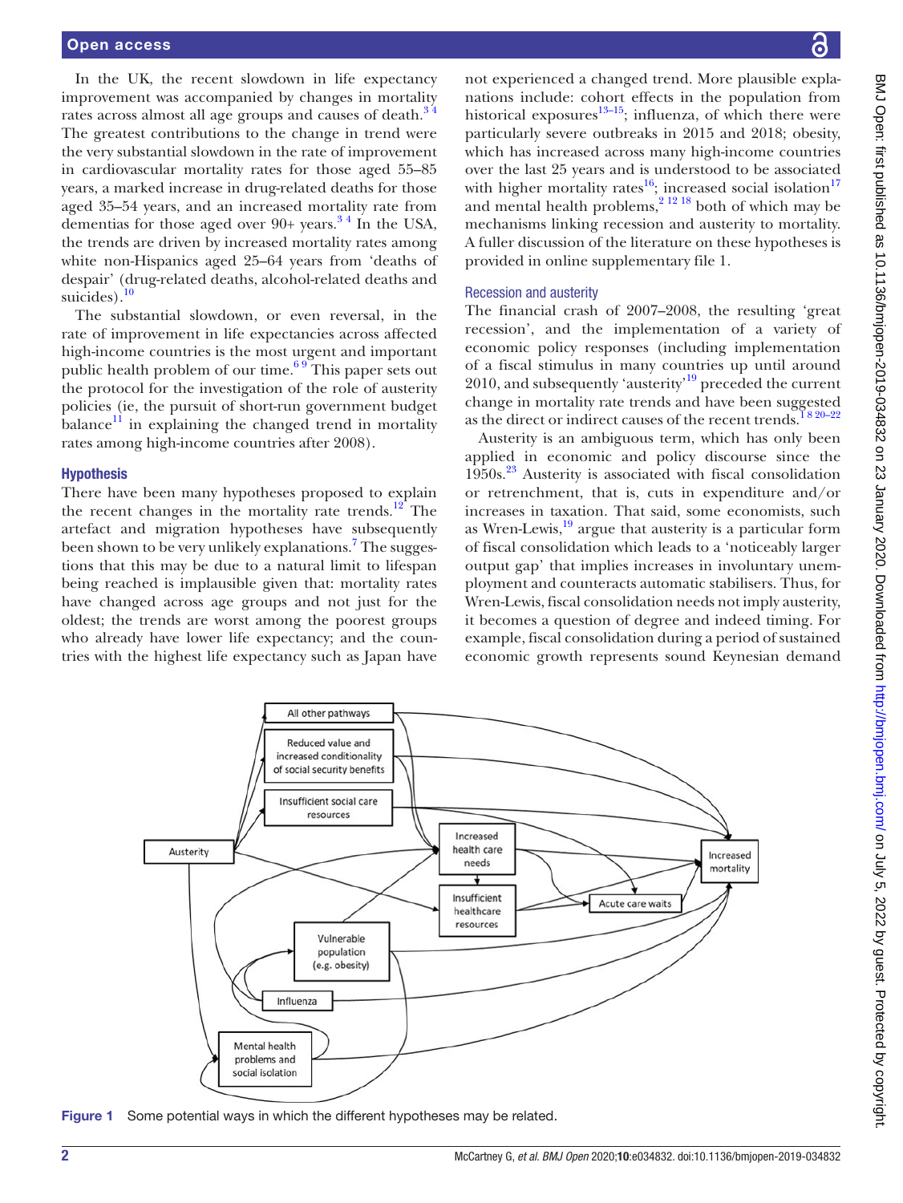In the UK, the recent slowdown in life expectancy improvement was accompanied by changes in mortality rates across almost all age groups and causes of death.[3,4] The greatest contributions to the change in trend were the very substantial slowdown in the rate of improvement in cardiovascular mortality rates for those aged 55–85 years, a marked increase in drug-related deaths for those aged 35–54 years, and an increased mortality rate from dementias for those aged over 90+ years.[3,4] In the USA, the trends are driven by increased mortality rates among white non-Hispanics aged 25–64 years from 'deaths of despair' (drug-related deaths, alcohol-related deaths and suicides).[10]

The substantial slowdown, or even reversal, in the rate of improvement in life expectancies across affected high-income countries is the most urgent and important public health problem of our time.[6,9] This paper sets out the protocol for the investigation of the role of austerity policies (ie, the pursuit of short-run government budget balance[11] in explaining the changed trend in mortality rates among high-income countries after 2008).

### Hypothesis

There have been many hypotheses proposed to explain the recent changes in the mortality rate trends.[12] The artefact and migration hypotheses have subsequently been shown to be very unlikely explanations.[7] The suggestions that this may be due to a natural limit to lifespan being reached is implausible given that: mortality rates have changed across age groups and not just for the oldest; the trends are worst among the poorest groups who already have lower life expectancy; and the countries with the highest life expectancy such as Japan have not experienced a changed trend. More plausible explanations include: cohort effects in the population from historical exposures[13–15]; influenza, of which there were particularly severe outbreaks in 2015 and 2018; obesity, which has increased across many high-income countries over the last 25 years and is understood to be associated with higher mortality rates[16]; increased social isolation[17] and mental health problems,[2,12,18] both of which may be mechanisms linking recession and austerity to mortality. A fuller discussion of the literature on these hypotheses is provided in online supplementary file 1.

### Recession and austerity

The financial crash of 2007–2008, the resulting 'great recession', and the implementation of a variety of economic policy responses (including implementation of a fiscal stimulus in many countries up until around 2010, and subsequently 'austerity'[19] preceded the current change in mortality rate trends and have been suggested as the direct or indirect causes of the recent trends.[1,8,20–22]

Austerity is an ambiguous term, which has only been applied in economic and policy discourse since the 1950s.[23] Austerity is associated with fiscal consolidation or retrenchment, that is, cuts in expenditure and/or increases in taxation. That said, some economists, such as Wren-Lewis,[19] argue that austerity is a particular form of fiscal consolidation which leads to a 'noticeably larger output gap' that implies increases in involuntary unemployment and counteracts automatic stabilisers. Thus, for Wren-Lewis, fiscal consolidation needs not imply austerity, it becomes a question of degree and indeed timing. For example, fiscal consolidation during a period of sustained economic growth represents sound Keynesian demand

Figure 1 Some potential ways in which the different hypotheses may be related.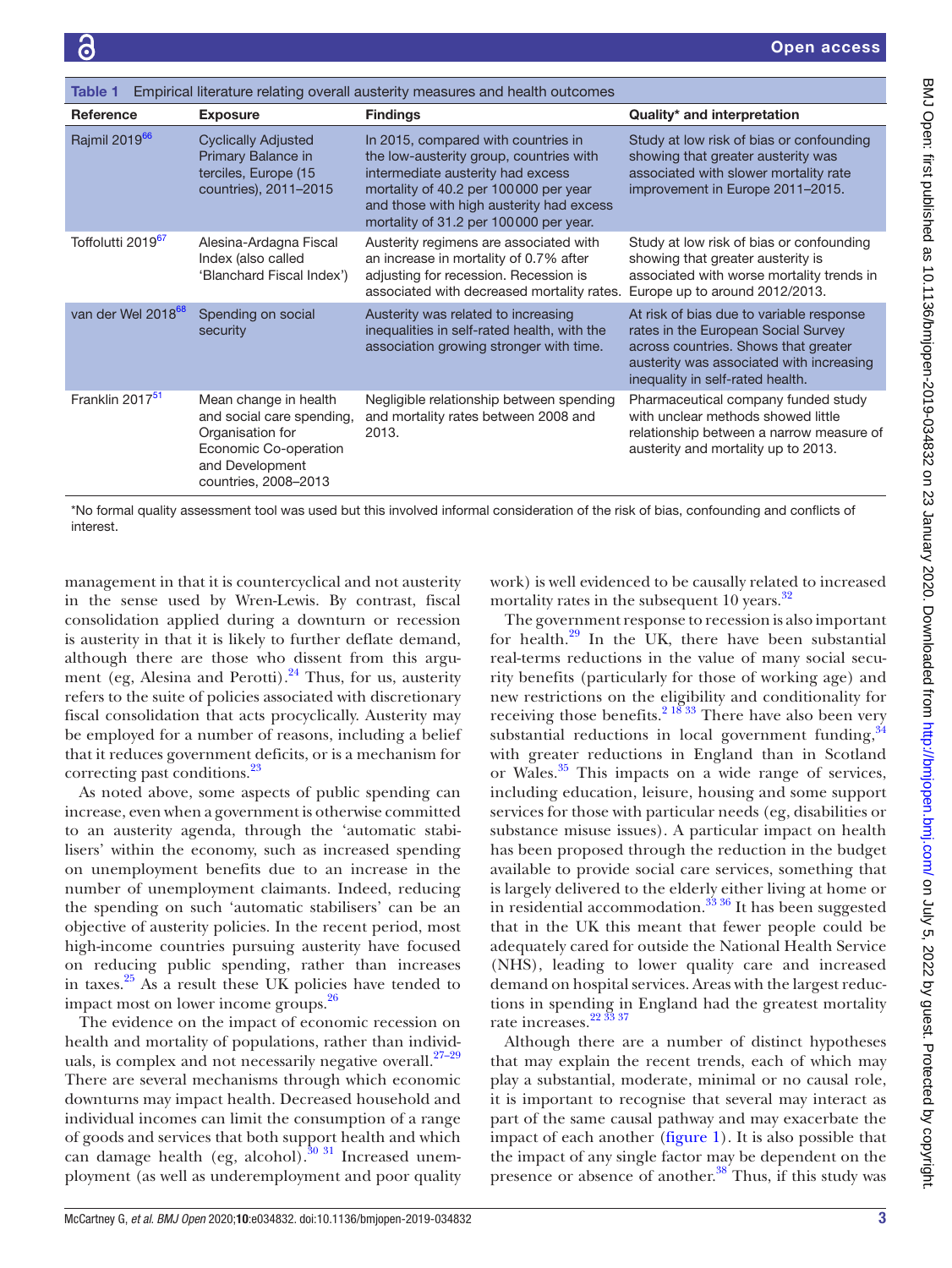Table 1 Empirical literature relating overall austerity measures and health outcomes

| Reference | Exposure | Findings | Quality* and interpretation |
|---|---|---|---|
| Rajmil 2019[66] | Cyclically Adjusted Primary Balance in terciles, Europe (15 countries), 2011–2015 | In 2015, compared with countries in the low-austerity group, countries with intermediate austerity had excess mortality of 40.2 per 100 000 per year and those with high austerity had excess mortality of 31.2 per 100 000 per year. | Study at low risk of bias or confounding showing that greater austerity was associated with slower mortality rate improvement in Europe 2011–2015. |
| Toffolutti 2019[67] | Alesina-Ardagna Fiscal Index (also called 'Blanchard Fiscal Index') | Austerity regimens are associated with an increase in mortality of 0.7% after adjusting for recession. Recession is associated with decreased mortality rates. | Study at low risk of bias or confounding showing that greater austerity is associated with worse mortality trends in Europe up to around 2012/2013. |
| van der Wel 2018[68] | Spending on social security | Austerity was related to increasing inequalities in self-rated health, with the association growing stronger with time. | At risk of bias due to variable response rates in the European Social Survey across countries. Shows that greater austerity was associated with increasing inequality in self-rated health. |
| Franklin 2017[51] | Mean change in health and social care spending, Organisation for Economic Co-operation and Development countries, 2008–2013 | Negligible relationship between spending and mortality rates between 2008 and 2013. | Pharmaceutical company funded study with unclear methods showed little relationship between a narrow measure of austerity and mortality up to 2013. |

*No formal quality assessment tool was used but this involved informal consideration of the risk of bias, confounding and conflicts of interest.

management in that it is countercyclical and not austerity in the sense used by Wren-Lewis. By contrast, fiscal consolidation applied during a downturn or recession is austerity in that it is likely to further deflate demand, although there are those who dissent from this argument (eg, Alesina and Perotti).[24] Thus, for us, austerity refers to the suite of policies associated with discretionary fiscal consolidation that acts procyclically. Austerity may be employed for a number of reasons, including a belief that it reduces government deficits, or is a mechanism for correcting past conditions.[23]

As noted above, some aspects of public spending can increase, even when a government is otherwise committed to an austerity agenda, through the 'automatic stabilisers' within the economy, such as increased spending on unemployment benefits due to an increase in the number of unemployment claimants. Indeed, reducing the spending on such 'automatic stabilisers' can be an objective of austerity policies. In the recent period, most high-income countries pursuing austerity have focused on reducing public spending, rather than increases in taxes.[25] As a result these UK policies have tended to impact most on lower income groups.[26]

The evidence on the impact of economic recession on health and mortality of populations, rather than individuals, is complex and not necessarily negative overall.[27–29] There are several mechanisms through which economic downturns may impact health. Decreased household and individual incomes can limit the consumption of a range of goods and services that both support health and which can damage health (eg, alcohol).[30,31] Increased unemployment (as well as underemployment and poor quality work) is well evidenced to be causally related to increased mortality rates in the subsequent 10 years.[32]

The government response to recession is also important for health.[29] In the UK, there have been substantial real-terms reductions in the value of many social security benefits (particularly for those of working age) and new restrictions on the eligibility and conditionality for receiving those benefits.[2,18,33] There have also been very substantial reductions in local government funding,[34] with greater reductions in England than in Scotland or Wales.[35] This impacts on a wide range of services, including education, leisure, housing and some support services for those with particular needs (eg, disabilities or substance misuse issues). A particular impact on health has been proposed through the reduction in the budget available to provide social care services, something that is largely delivered to the elderly either living at home or in residential accommodation.[33,36] It has been suggested that in the UK this meant that fewer people could be adequately cared for outside the National Health Service (NHS), leading to lower quality care and increased demand on hospital services. Areas with the largest reductions in spending in England had the greatest mortality rate increases.[22,33,37]

Although there are a number of distinct hypotheses that may explain the recent trends, each of which may play a substantial, moderate, minimal or no causal role, it is important to recognise that several may interact as part of the same causal pathway and may exacerbate the impact of each another (figure 1). It is also possible that the impact of any single factor may be dependent on the presence or absence of another.[38] Thus, if this study was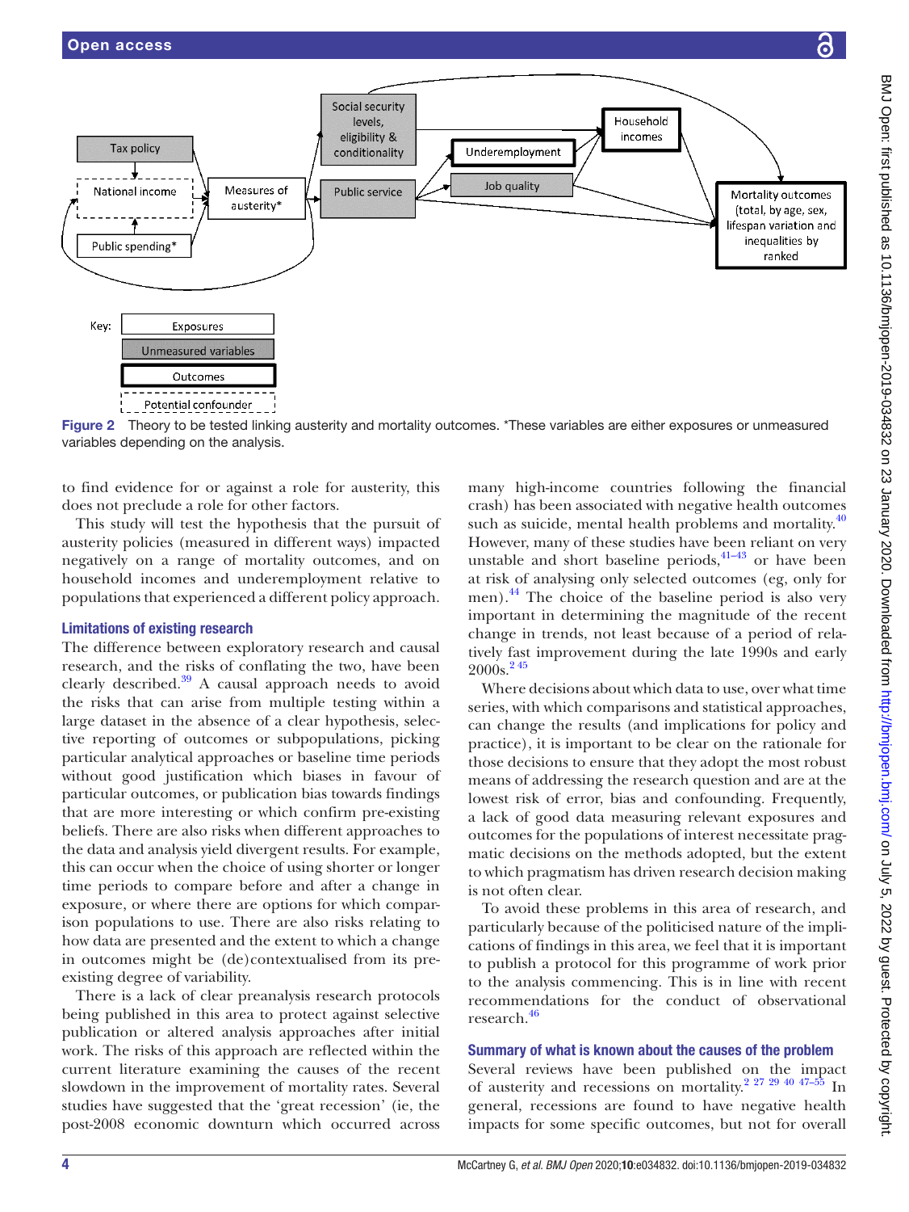Tax policy

National income

Public spending*

Measures of austerity*

Social security levels, eligibility & conditionality

Public service

Underemployment

Job quality

Household incomes

Mortality outcomes (total, by age, sex, lifespan variation and inequalities by ranked

Key:

Exposures

Unmeasured variables

Outcomes

Potential confounder

**Figure 2** Theory to be tested linking austerity and mortality outcomes. *These variables are either exposures or unmeasured variables depending on the analysis.

to find evidence for or against a role for austerity, this does not preclude a role for other factors.

This study will test the hypothesis that the pursuit of austerity policies (measured in different ways) impacted negatively on a range of mortality outcomes, and on household incomes and underemployment relative to populations that experienced a different policy approach.

### Limitations of existing research

The difference between exploratory research and causal research, and the risks of conflating the two, have been clearly described.[39] A causal approach needs to avoid the risks that can arise from multiple testing within a large dataset in the absence of a clear hypothesis, selective reporting of outcomes or subpopulations, picking particular analytical approaches or baseline time periods without good justification which biases in favour of particular outcomes, or publication bias towards findings that are more interesting or which confirm pre-existing beliefs. There are also risks when different approaches to the data and analysis yield divergent results. For example, this can occur when the choice of using shorter or longer time periods to compare before and after a change in exposure, or where there are options for which comparison populations to use. There are also risks relating to how data are presented and the extent to which a change in outcomes might be (de)contextualised from its pre-existing degree of variability.

There is a lack of clear preanalysis research protocols being published in this area to protect against selective publication or altered analysis approaches after initial work. The risks of this approach are reflected within the current literature examining the causes of the recent slowdown in the improvement of mortality rates. Several studies have suggested that the 'great recession' (ie, the post-2008 economic downturn which occurred across many high-income countries following the financial crash) has been associated with negative health outcomes such as suicide, mental health problems and mortality.[40] However, many of these studies have been reliant on very unstable and short baseline periods,[41–43] or have been at risk of analysing only selected outcomes (eg, only for men).[44] The choice of the baseline period is also very important in determining the magnitude of the recent change in trends, not least because of a period of relatively fast improvement during the late 1990s and early 2000s.[2,45]

Where decisions about which data to use, over what time series, with which comparisons and statistical approaches, can change the results (and implications for policy and practice), it is important to be clear on the rationale for those decisions to ensure that they adopt the most robust means of addressing the research question and are at the lowest risk of error, bias and confounding. Frequently, a lack of good data measuring relevant exposures and outcomes for the populations of interest necessitate pragmatic decisions on the methods adopted, but the extent to which pragmatism has driven research decision making is not often clear.

To avoid these problems in this area of research, and particularly because of the politicised nature of the implications of findings in this area, we feel that it is important to publish a protocol for this programme of work prior to the analysis commencing. This is in line with recent recommendations for the conduct of observational research.[46]

### Summary of what is known about the causes of the problem

Several reviews have been published on the impact of austerity and recessions on mortality.[2,27,29,40,47–55] In general, recessions are found to have negative health impacts for some specific outcomes, but not for overall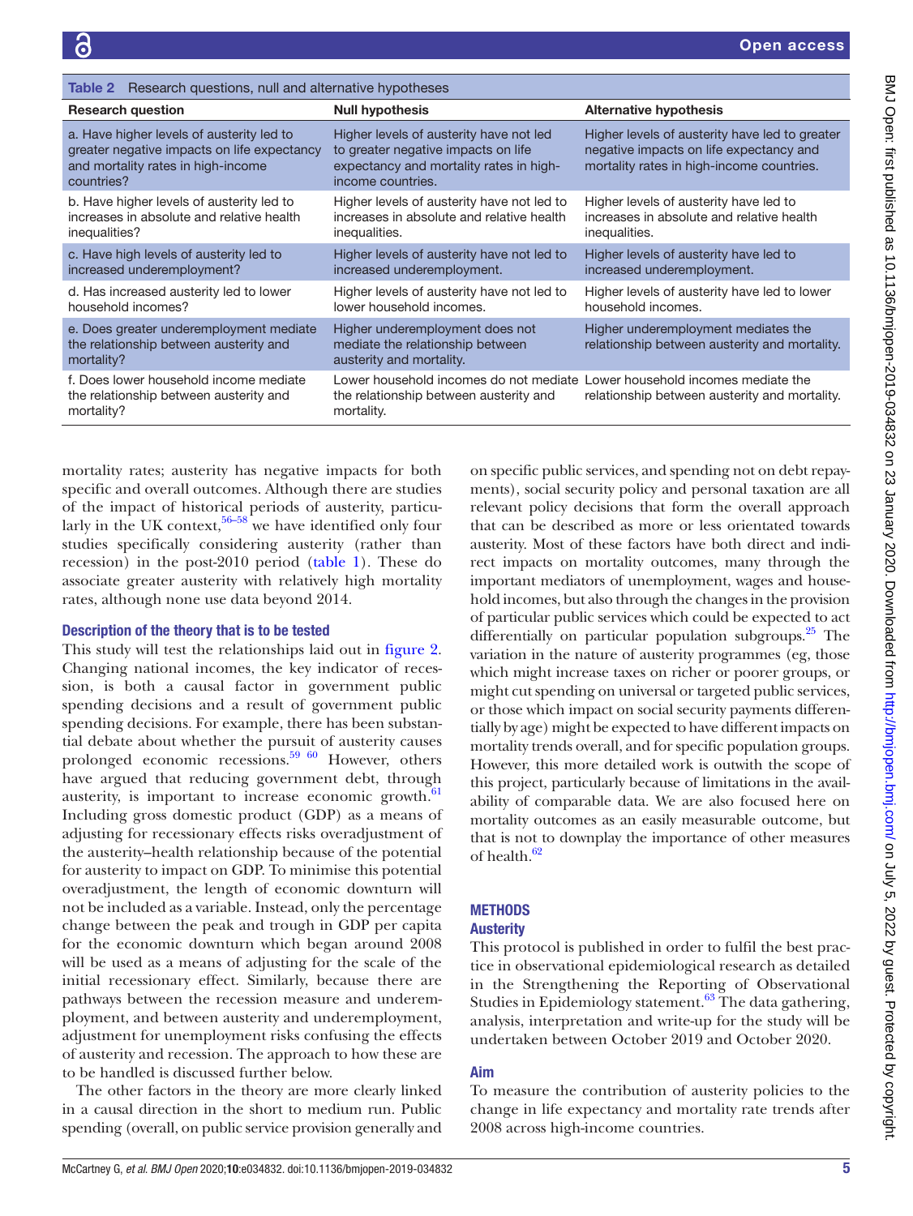Table 2 Research questions, null and alternative hypotheses

| Research question | Null hypothesis | Alternative hypothesis |
|---|---|---|
| a. Have higher levels of austerity led to greater negative impacts on life expectancy and mortality rates in high-income countries? | Higher levels of austerity have not led to greater negative impacts on life expectancy and mortality rates in high-income countries. | Higher levels of austerity have led to greater negative impacts on life expectancy and mortality rates in high-income countries. |
| b. Have higher levels of austerity led to increases in absolute and relative health inequalities? | Higher levels of austerity have not led to increases in absolute and relative health inequalities. | Higher levels of austerity have led to increases in absolute and relative health inequalities. |
| c. Have high levels of austerity led to increased underemployment? | Higher levels of austerity have not led to increased underemployment. | Higher levels of austerity have led to increased underemployment. |
| d. Has increased austerity led to lower household incomes? | Higher levels of austerity have not led to lower household incomes. | Higher levels of austerity have led to lower household incomes. |
| e. Does greater underemployment mediate the relationship between austerity and mortality? | Higher underemployment does not mediate the relationship between austerity and mortality. | Higher underemployment mediates the relationship between austerity and mortality. |
| f. Does lower household income mediate the relationship between austerity and mortality? | Lower household incomes do not mediate the relationship between austerity and mortality. | Lower household incomes mediate the relationship between austerity and mortality. |

mortality rates; austerity has negative impacts for both specific and overall outcomes. Although there are studies of the impact of historical periods of austerity, particularly in the UK context,[56–58] we have identified only four studies specifically considering austerity (rather than recession) in the post-2010 period (table 1). These do associate greater austerity with relatively high mortality rates, although none use data beyond 2014.

### Description of the theory that is to be tested

This study will test the relationships laid out in figure 2. Changing national incomes, the key indicator of recession, is both a causal factor in government public spending decisions and a result of government public spending decisions. For example, there has been substantial debate about whether the pursuit of austerity causes prolonged economic recessions.[59 60] However, others have argued that reducing government debt, through austerity, is important to increase economic growth.[61] Including gross domestic product (GDP) as a means of adjusting for recessionary effects risks overadjustment of the austerity–health relationship because of the potential for austerity to impact on GDP. To minimise this potential overadjustment, the length of economic downturn will not be included as a variable. Instead, only the percentage change between the peak and trough in GDP per capita for the economic downturn which began around 2008 will be used as a means of adjusting for the scale of the initial recessionary effect. Similarly, because there are pathways between the recession measure and underemployment, and between austerity and underemployment, adjustment for unemployment risks confusing the effects of austerity and recession. The approach to how these are to be handled is discussed further below.

The other factors in the theory are more clearly linked in a causal direction in the short to medium run. Public spending (overall, on public service provision generally and on specific public services, and spending not on debt repayments), social security policy and personal taxation are all relevant policy decisions that form the overall approach that can be described as more or less orientated towards austerity. Most of these factors have both direct and indirect impacts on mortality outcomes, many through the important mediators of unemployment, wages and household incomes, but also through the changes in the provision of particular public services which could be expected to act differentially on particular population subgroups.[25] The variation in the nature of austerity programmes (eg, those which might increase taxes on richer or poorer groups, or might cut spending on universal or targeted public services, or those which impact on social security payments differentially by age) might be expected to have different impacts on mortality trends overall, and for specific population groups. However, this more detailed work is outwith the scope of this project, particularly because of limitations in the availability of comparable data. We are also focused here on mortality outcomes as an easily measurable outcome, but that is not to downplay the importance of other measures of health.[62]

## METHODS

### Austerity

This protocol is published in order to fulfil the best practice in observational epidemiological research as detailed in the Strengthening the Reporting of Observational Studies in Epidemiology statement.[63] The data gathering, analysis, interpretation and write-up for the study will be undertaken between October 2019 and October 2020.

### Aim

To measure the contribution of austerity policies to the change in life expectancy and mortality rate trends after 2008 across high-income countries.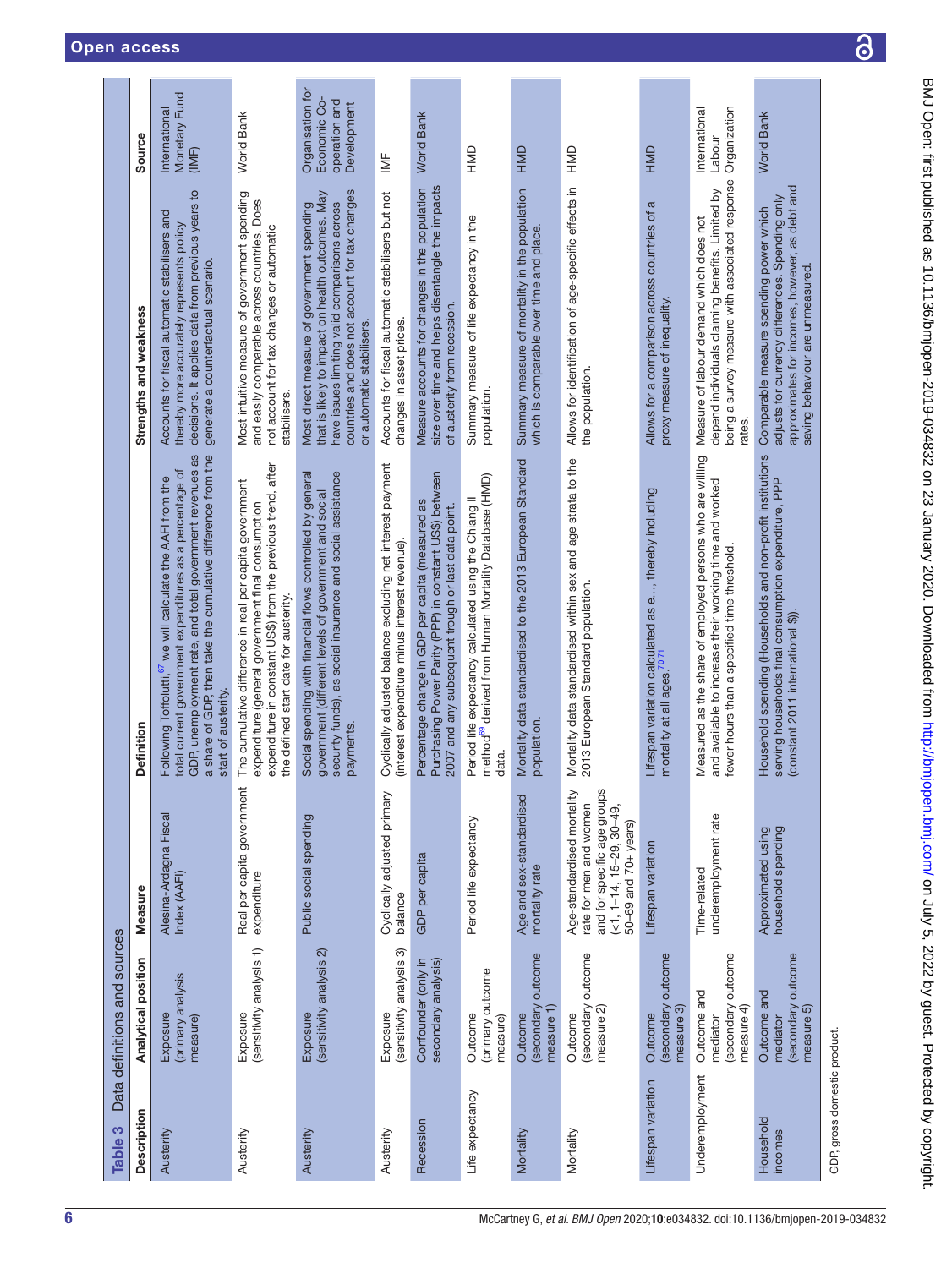**Table 3** Data definitions and sources

| Description | Analytical position | Measure | Definition | Strengths and weakness | Source |
|---|---|---|---|---|---|
| Austerity | Exposure (primary analysis measure) | Alesina-Ardagna Fiscal Index (AAFI) | Following Toffolutti,[67] we will calculate the AAFI from the total current government expenditures as a percentage of GDP, unemployment rate, and total government revenues as a share of GDP, then take the cumulative difference from the start of austerity. | Accounts for fiscal automatic stabilisers and thereby more accurately represents policy decisions. It applies data from previous years to generate a counterfactual scenario. | International Monetary Fund (IMF) |
| Austerity | Exposure (sensitivity analysis 1) | Real per capita government expenditure | The cumulative difference in real per capita government expenditure (general government final consumption expenditure in constant US$) from the previous trend, after the defined start date for austerity. | Most intuitive measure of government spending and easily comparable across countries. Does not account for tax changes or automatic stabilisers. | World Bank |
| Austerity | Exposure (sensitivity analysis 2) | Public social spending | Social spending with financial flows controlled by general government (different levels of government and social security funds), as social insurance and social assistance payments. | Most direct measure of government spending that is likely to impact on health outcomes. May have issues limiting valid comparisons across countries and does not account for tax changes or automatic stabilisers. | Organisation for Economic Co-operation and Development |
| Austerity | Exposure (sensitivity analysis 3) | Cyclically adjusted primary balance | Cyclically adjusted balance excluding net interest payment (interest expenditure minus interest revenue). | Accounts for fiscal automatic stabilisers but not changes in asset prices. | IMF |
| Recession | Confounder (only in secondary analysis) | GDP per capita | Percentage change in GDP per capita (measured as Purchasing Power Parity (PPP) in constant US$) between 2007 and any subsequent trough or last data point. | Measure accounts for changes in the population size over time and helps disentangle the impacts of austerity from recession. | World Bank |
| Life expectancy | Outcome (primary outcome measure) | Period life expectancy | Period life expectancy calculated using the Chiang II method[69] derived from Human Mortality Database (HMD) data. | Summary measure of life expectancy in the population. | HMD |
| Mortality | Outcome (secondary outcome measure 1) | Age and sex-standardised mortality rate | Mortality data standardised to the 2013 European Standard population. | Summary measure of mortality in the population which is comparable over time and place. | HMD |
| Mortality | Outcome (secondary outcome measure 2) | Age-standardised mortality rate for men and women and for specific age groups (<1, 1–14, 15–29, 30–49, 50–69 and 70+ years) | Mortality data standardised within sex and age strata to the 2013 European Standard population. | Allows for identification of age-specific effects in the population. | HMD |
| Lifespan variation | Outcome (secondary outcome measure 3) | Lifespan variation | Lifespan variation calculated as e…, thereby including mortality at all ages.[70 71] | Allows for a comparison across countries of a proxy measure of inequality. | HMD |
| Underemployment | Outcome and mediator (secondary outcome measure 4) | Time-related underemployment rate | Measured as the share of employed persons who are willing and available to increase their working time and worked fewer hours than a specified time threshold. | Measure of labour demand which does not depend individuals claiming benefits. Limited by being a survey measure with associated response rates. | International Labour Organization |
| Household incomes | Outcome and mediator (secondary outcome measure 5) | Approximated using household spending | Household spending (Households and non-profit institutions serving households final consumption expenditure, PPP (constant 2011 international $)). | Comparable measure spending power which adjusts for currency differences. Spending only approximates for incomes, however, as debt and saving behaviour are unmeasured. | World Bank |

GDP, gross domestic product.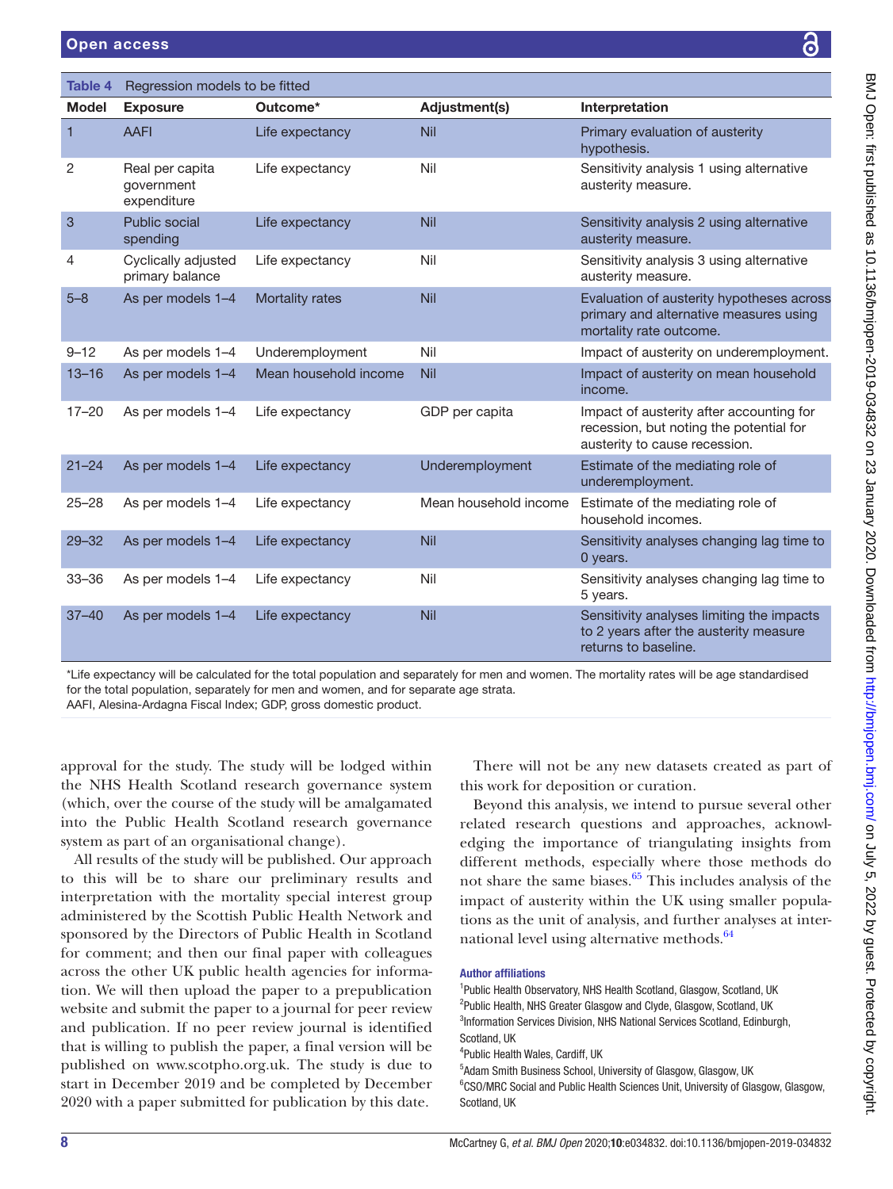**Table 4** Regression models to be fitted

| Model | Exposure | Outcome* | Adjustment(s) | Interpretation |
|---|---|---|---|---|
| 1 | AAFI | Life expectancy | Nil | Primary evaluation of austerity hypothesis. |
| 2 | Real per capita government expenditure | Life expectancy | Nil | Sensitivity analysis 1 using alternative austerity measure. |
| 3 | Public social spending | Life expectancy | Nil | Sensitivity analysis 2 using alternative austerity measure. |
| 4 | Cyclically adjusted primary balance | Life expectancy | Nil | Sensitivity analysis 3 using alternative austerity measure. |
| 5–8 | As per models 1–4 | Mortality rates | Nil | Evaluation of austerity hypotheses across primary and alternative measures using mortality rate outcome. |
| 9–12 | As per models 1–4 | Underemployment | Nil | Impact of austerity on underemployment. |
| 13–16 | As per models 1–4 | Mean household income | Nil | Impact of austerity on mean household income. |
| 17–20 | As per models 1–4 | Life expectancy | GDP per capita | Impact of austerity after accounting for recession, but noting the potential for austerity to cause recession. |
| 21–24 | As per models 1–4 | Life expectancy | Underemployment | Estimate of the mediating role of underemployment. |
| 25–28 | As per models 1–4 | Life expectancy | Mean household income | Estimate of the mediating role of household incomes. |
| 29–32 | As per models 1–4 | Life expectancy | Nil | Sensitivity analyses changing lag time to 0 years. |
| 33–36 | As per models 1–4 | Life expectancy | Nil | Sensitivity analyses changing lag time to 5 years. |
| 37–40 | As per models 1–4 | Life expectancy | Nil | Sensitivity analyses limiting the impacts to 2 years after the austerity measure returns to baseline. |

*Life expectancy will be calculated for the total population and separately for men and women. The mortality rates will be age standardised for the total population, separately for men and women, and for separate age strata.
AAFI, Alesina-Ardagna Fiscal Index; GDP, gross domestic product.

approval for the study. The study will be lodged within the NHS Health Scotland research governance system (which, over the course of the study will be amalgamated into the Public Health Scotland research governance system as part of an organisational change).

All results of the study will be published. Our approach to this will be to share our preliminary results and interpretation with the mortality special interest group administered by the Scottish Public Health Network and sponsored by the Directors of Public Health in Scotland for comment; and then our final paper with colleagues across the other UK public health agencies for information. We will then upload the paper to a prepublication website and submit the paper to a journal for peer review and publication. If no peer review journal is identified that is willing to publish the paper, a final version will be published on www.scotpho.org.uk. The study is due to start in December 2019 and be completed by December 2020 with a paper submitted for publication by this date.

There will not be any new datasets created as part of this work for deposition or curation.

Beyond this analysis, we intend to pursue several other related research questions and approaches, acknowledging the importance of triangulating insights from different methods, especially where those methods do not share the same biases.[65] This includes analysis of the impact of austerity within the UK using smaller populations as the unit of analysis, and further analyses at international level using alternative methods.[64]

**Author affiliations**

[1]Public Health Observatory, NHS Health Scotland, Glasgow, Scotland, UK
[2]Public Health, NHS Greater Glasgow and Clyde, Glasgow, Scotland, UK
[3]Information Services Division, NHS National Services Scotland, Edinburgh, Scotland, UK
[4]Public Health Wales, Cardiff, UK
[5]Adam Smith Business School, University of Glasgow, Glasgow, UK
[6]CSO/MRC Social and Public Health Sciences Unit, University of Glasgow, Glasgow, Scotland, UK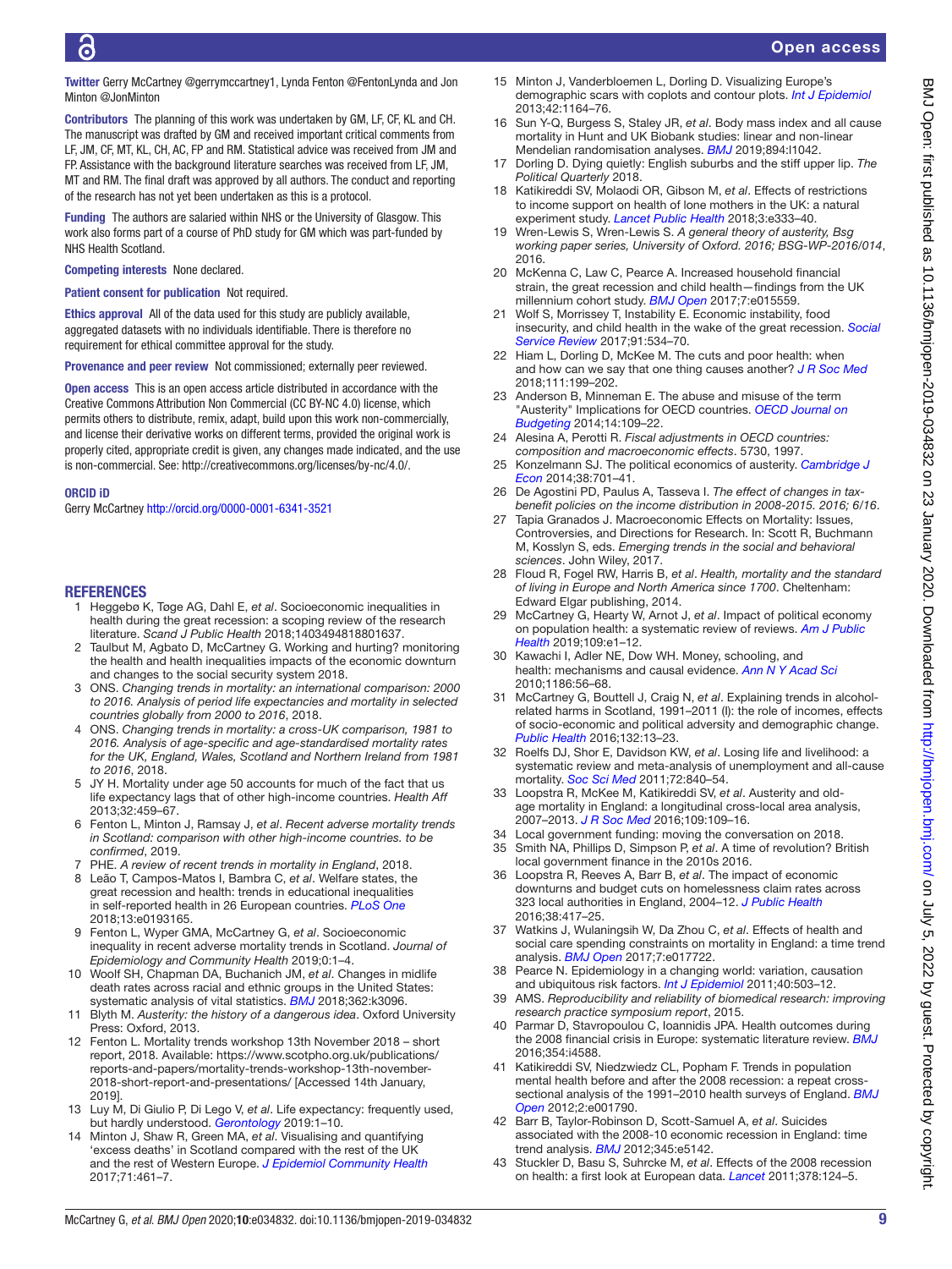**Twitter** Gerry McCartney @gerrymccartney1, Lynda Fenton @FentonLynda and Jon Minton @JonMinton

**Contributors** The planning of this work was undertaken by GM, LF, CF, KL and CH. The manuscript was drafted by GM and received important critical comments from LF, JM, CF, MT, KL, CH, AC, FP and RM. Statistical advice was received from JM and FP. Assistance with the background literature searches was received from LF, JM, MT and RM. The final draft was approved by all authors. The conduct and reporting of the research has not yet been undertaken as this is a protocol.

**Funding** The authors are salaried within NHS or the University of Glasgow. This work also forms part of a course of PhD study for GM which was part-funded by NHS Health Scotland.

**Competing interests** None declared.

**Patient consent for publication** Not required.

**Ethics approval** All of the data used for this study are publicly available, aggregated datasets with no individuals identifiable. There is therefore no requirement for ethical committee approval for the study.

**Provenance and peer review** Not commissioned; externally peer reviewed.

**Open access** This is an open access article distributed in accordance with the Creative Commons Attribution Non Commercial (CC BY-NC 4.0) license, which permits others to distribute, remix, adapt, build upon this work non-commercially, and license their derivative works on different terms, provided the original work is properly cited, appropriate credit is given, any changes made indicated, and the use is non-commercial. See: http://creativecommons.org/licenses/by-nc/4.0/.

**ORCID iD**

Gerry McCartney http://orcid.org/0000-0001-6341-3521

## REFERENCES

1. Heggebø K, Tøge AG, Dahl E, *et al*. Socioeconomic inequalities in health during the great recession: a scoping review of the research literature. *Scand J Public Health* 2018;1403494818801637.
2. Taulbut M, Agbato D, McCartney G. Working and hurting? monitoring the health and health inequalities impacts of the economic downturn and changes to the social security system 2018.
3. ONS. *Changing trends in mortality: an international comparison: 2000 to 2016. Analysis of period life expectancies and mortality in selected countries globally from 2000 to 2016*, 2018.
4. ONS. *Changing trends in mortality: a cross-UK comparison, 1981 to 2016. Analysis of age-specific and age-standardised mortality rates for the UK, England, Wales, Scotland and Northern Ireland from 1981 to 2016*, 2018.
5. JY H. Mortality under age 50 accounts for much of the fact that us life expectancy lags that of other high-income countries. *Health Aff* 2013;32:459–67.
6. Fenton L, Minton J, Ramsay J, *et al*. *Recent adverse mortality trends in Scotland: comparison with other high-income countries. to be confirmed*, 2019.
7. PHE. *A review of recent trends in mortality in England*, 2018.
8. Leão T, Campos-Matos I, Bambra C, *et al*. Welfare states, the great recession and health: trends in educational inequalities in self-reported health in 26 European countries. *PLoS One* 2018;13:e0193165.
9. Fenton L, Wyper GMA, McCartney G, *et al*. Socioeconomic inequality in recent adverse mortality trends in Scotland. *Journal of Epidemiology and Community Health* 2019;0:1–4.
10. Woolf SH, Chapman DA, Buchanich JM, *et al*. Changes in midlife death rates across racial and ethnic groups in the United States: systematic analysis of vital statistics. *BMJ* 2018;362:k3096.
11. Blyth M. *Austerity: the history of a dangerous idea*. Oxford University Press: Oxford, 2013.
12. Fenton L. Mortality trends workshop 13th November 2018 – short report, 2018. Available: https://www.scotpho.org.uk/publications/reports-and-papers/mortality-trends-workshop-13th-november-2018-short-report-and-presentations/ [Accessed 14th January, 2019].
13. Luy M, Di Giulio P, Di Lego V, *et al*. Life expectancy: frequently used, but hardly understood. *Gerontology* 2019:1–10.
14. Minton J, Shaw R, Green MA, *et al*. Visualising and quantifying 'excess deaths' in Scotland compared with the rest of the UK and the rest of Western Europe. *J Epidemiol Community Health* 2017;71:461–7.
15. Minton J, Vanderbloemen L, Dorling D. Visualizing Europe's demographic scars with coplots and contour plots. *Int J Epidemiol* 2013;42:1164–76.
16. Sun Y-Q, Burgess S, Staley JR, *et al*. Body mass index and all cause mortality in Hunt and UK Biobank studies: linear and non-linear Mendelian randomisation analyses. *BMJ* 2019;894:l1042.
17. Dorling D. Dying quietly: English suburbs and the stiff upper lip. *The Political Quarterly* 2018.
18. Katikireddi SV, Molaodi OR, Gibson M, *et al*. Effects of restrictions to income support on health of lone mothers in the UK: a natural experiment study. *Lancet Public Health* 2018;3:e333–40.
19. Wren-Lewis S, Wren-Lewis S. *A general theory of austerity, Bsg working paper series, University of Oxford. 2016; BSG-WP-2016/014*, 2016.
20. McKenna C, Law C, Pearce A. Increased household financial strain, the great recession and child health—findings from the UK millennium cohort study. *BMJ Open* 2017;7:e015559.
21. Wolf S, Morrissey T. Instability E. Economic instability, food insecurity, and child health in the wake of the great recession. *Social Service Review* 2017;91:534–70.
22. Hiam L, Dorling D, McKee M. The cuts and poor health: when and how can we say that one thing causes another? *J R Soc Med* 2018;111:199–202.
23. Anderson B, Minneman E. The abuse and misuse of the term "Austerity" Implications for OECD countries. *OECD Journal on Budgeting* 2014;14:109–22.
24. Alesina A, Perotti R. *Fiscal adjustments in OECD countries: composition and macroeconomic effects*. 5730, 1997.
25. Konzelmann SJ. The political economics of austerity. *Cambridge J Econ* 2014;38:701–41.
26. De Agostini PD, Paulus A, Tasseva I. *The effect of changes in tax-benefit policies on the income distribution in 2008-2015. 2016; 6/16*.
27. Tapia Granados J. Macroeconomic Effects on Mortality: Issues, Controversies, and Directions for Research. In: Scott R, Buchmann M, Kosslyn S, eds. *Emerging trends in the social and behavioral sciences*. John Wiley, 2017.
28. Floud R, Fogel RW, Harris B, *et al*. *Health, mortality and the standard of living in Europe and North America since 1700*. Cheltenham: Edward Elgar publishing, 2014.
29. McCartney G, Hearty W, Arnot J, *et al*. Impact of political economy on population health: a systematic review of reviews. *Am J Public Health* 2019;109:e1–12.
30. Kawachi I, Adler NE, Dow WH. Money, schooling, and health: mechanisms and causal evidence. *Ann N Y Acad Sci* 2010;1186:56–68.
31. McCartney G, Bouttell J, Craig N, *et al*. Explaining trends in alcohol-related harms in Scotland, 1991–2011 (I): the role of incomes, effects of socio-economic and political adversity and demographic change. *Public Health* 2016;132:13–23.
32. Roelfs DJ, Shor E, Davidson KW, *et al*. Losing life and livelihood: a systematic review and meta-analysis of unemployment and all-cause mortality. *Soc Sci Med* 2011;72:840–54.
33. Loopstra R, McKee M, Katikireddi SV, *et al*. Austerity and old-age mortality in England: a longitudinal cross-local area analysis, 2007–2013. *J R Soc Med* 2016;109:109–16.
34. Local government funding: moving the conversation on 2018.
35. Smith NA, Phillips D, Simpson P, *et al*. A time of revolution? British local government finance in the 2010s 2016.
36. Loopstra R, Reeves A, Barr B, *et al*. The impact of economic downturns and budget cuts on homelessness claim rates across 323 local authorities in England, 2004–12. *J Public Health* 2016;38:417–25.
37. Watkins J, Wulaningsih W, Da Zhou C, *et al*. Effects of health and social care spending constraints on mortality in England: a time trend analysis. *BMJ Open* 2017;7:e017722.
38. Pearce N. Epidemiology in a changing world: variation, causation and ubiquitous risk factors. *Int J Epidemiol* 2011;40:503–12.
39. AMS. *Reproducibility and reliability of biomedical research: improving research practice symposium report*, 2015.
40. Parmar D, Stavropoulou C, Ioannidis JPA. Health outcomes during the 2008 financial crisis in Europe: systematic literature review. *BMJ* 2016;354:i4588.
41. Katikireddi SV, Niedzwiedz CL, Popham F. Trends in population mental health before and after the 2008 recession: a repeat cross-sectional analysis of the 1991–2010 health surveys of England. *BMJ Open* 2012;2:e001790.
42. Barr B, Taylor-Robinson D, Scott-Samuel A, *et al*. Suicides associated with the 2008-10 economic recession in England: time trend analysis. *BMJ* 2012;345:e5142.
43. Stuckler D, Basu S, Suhrcke M, *et al*. Effects of the 2008 recession on health: a first look at European data. *Lancet* 2011;378:124–5.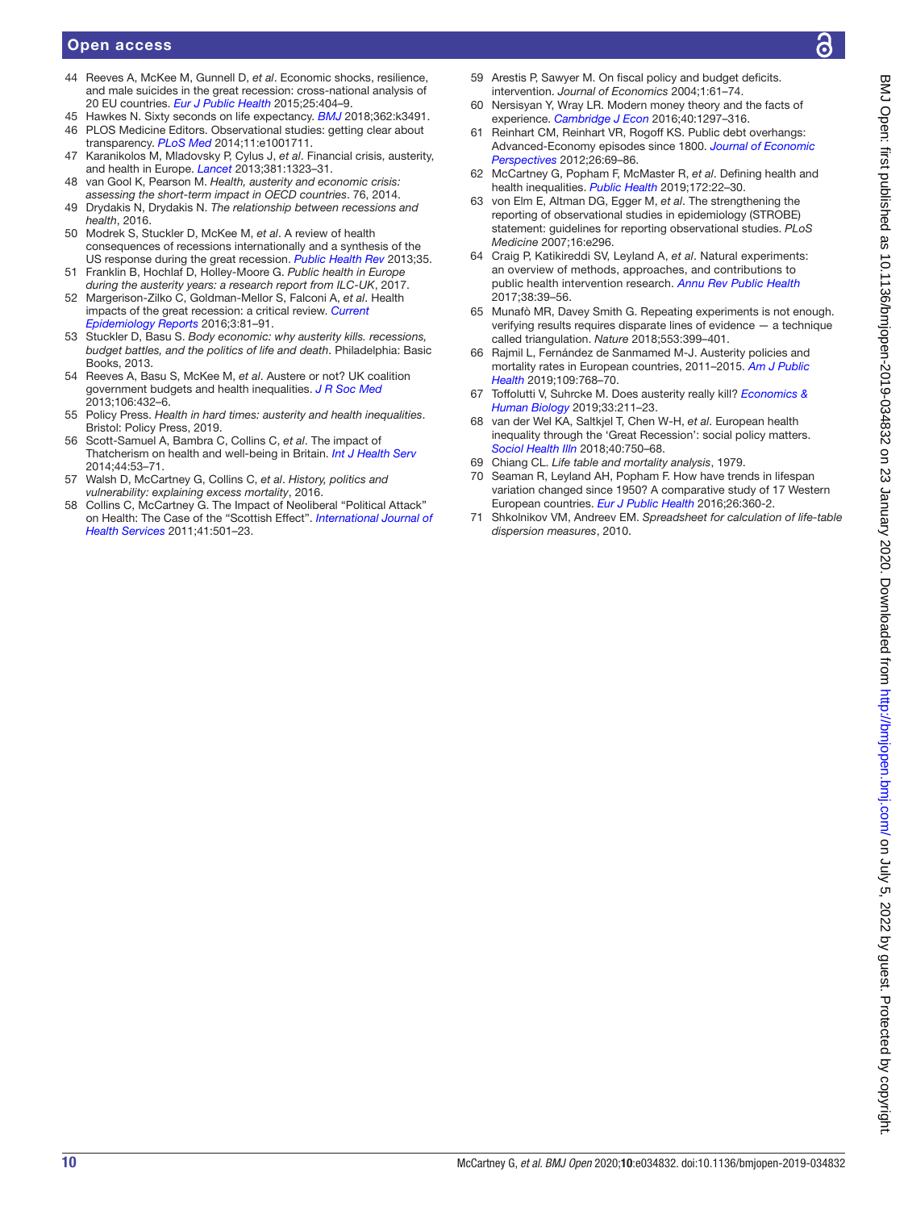44 Reeves A, McKee M, Gunnell D, *et al*. Economic shocks, resilience, and male suicides in the great recession: cross-national analysis of 20 EU countries. *Eur J Public Health* 2015;25:404–9.
45 Hawkes N. Sixty seconds on life expectancy. *BMJ* 2018;362:k3491.
46 PLOS Medicine Editors. Observational studies: getting clear about transparency. *PLoS Med* 2014;11:e1001711.
47 Karanikolos M, Mladovsky P, Cylus J, *et al*. Financial crisis, austerity, and health in Europe. *Lancet* 2013;381:1323–31.
48 van Gool K, Pearson M. *Health, austerity and economic crisis: assessing the short-term impact in OECD countries*. 76, 2014.
49 Drydakis N, Drydakis N. *The relationship between recessions and health*, 2016.
50 Modrek S, Stuckler D, McKee M, *et al*. A review of health consequences of recessions internationally and a synthesis of the US response during the great recession. *Public Health Rev* 2013;35.
51 Franklin B, Hochlaf D, Holley-Moore G. *Public health in Europe during the austerity years: a research report from ILC-UK*, 2017.
52 Margerison-Zilko C, Goldman-Mellor S, Falconi A, *et al*. Health impacts of the great recession: a critical review. *Current Epidemiology Reports* 2016;3:81–91.
53 Stuckler D, Basu S. *Body economic: why austerity kills. recessions, budget battles, and the politics of life and death*. Philadelphia: Basic Books, 2013.
54 Reeves A, Basu S, McKee M, *et al*. Austere or not? UK coalition government budgets and health inequalities. *J R Soc Med* 2013;106:432–6.
55 Policy Press. *Health in hard times: austerity and health inequalities*. Bristol: Policy Press, 2019.
56 Scott-Samuel A, Bambra C, Collins C, *et al*. The impact of Thatcherism on health and well-being in Britain. *Int J Health Serv* 2014;44:53–71.
57 Walsh D, McCartney G, Collins C, *et al*. *History, politics and vulnerability: explaining excess mortality*, 2016.
58 Collins C, McCartney G. The Impact of Neoliberal "Political Attack" on Health: The Case of the "Scottish Effect". *International Journal of Health Services* 2011;41:501–23.
59 Arestis P, Sawyer M. On fiscal policy and budget deficits. intervention. *Journal of Economics* 2004;1:61–74.
60 Nersisyan Y, Wray LR. Modern money theory and the facts of experience. *Cambridge J Econ* 2016;40:1297–316.
61 Reinhart CM, Reinhart VR, Rogoff KS. Public debt overhangs: Advanced-Economy episodes since 1800. *Journal of Economic Perspectives* 2012;26:69–86.
62 McCartney G, Popham F, McMaster R, *et al*. Defining health and health inequalities. *Public Health* 2019;172:22–30.
63 von Elm E, Altman DG, Egger M, *et al*. The strengthening the reporting of observational studies in epidemiology (STROBE) statement: guidelines for reporting observational studies. *PLoS Medicine* 2007;16:e296.
64 Craig P, Katikireddi SV, Leyland A, *et al*. Natural experiments: an overview of methods, approaches, and contributions to public health intervention research. *Annu Rev Public Health* 2017;38:39–56.
65 Munafò MR, Davey Smith G. Repeating experiments is not enough. verifying results requires disparate lines of evidence — a technique called triangulation. *Nature* 2018;553:399–401.
66 Rajmil L, Fernández de Sanmamed M-J. Austerity policies and mortality rates in European countries, 2011–2015. *Am J Public Health* 2019;109:768–70.
67 Toffolutti V, Suhrcke M. Does austerity really kill? *Economics & Human Biology* 2019;33:211–23.
68 van der Wel KA, Saltkjel T, Chen W-H, *et al*. European health inequality through the 'Great Recession': social policy matters. *Sociol Health Illn* 2018;40:750–68.
69 Chiang CL. *Life table and mortality analysis*, 1979.
70 Seaman R, Leyland AH, Popham F. How have trends in lifespan variation changed since 1950? A comparative study of 17 Western European countries. *Eur J Public Health* 2016;26:360-2.
71 Shkolnikov VM, Andreev EM. *Spreadsheet for calculation of life-table dispersion measures*, 2010.